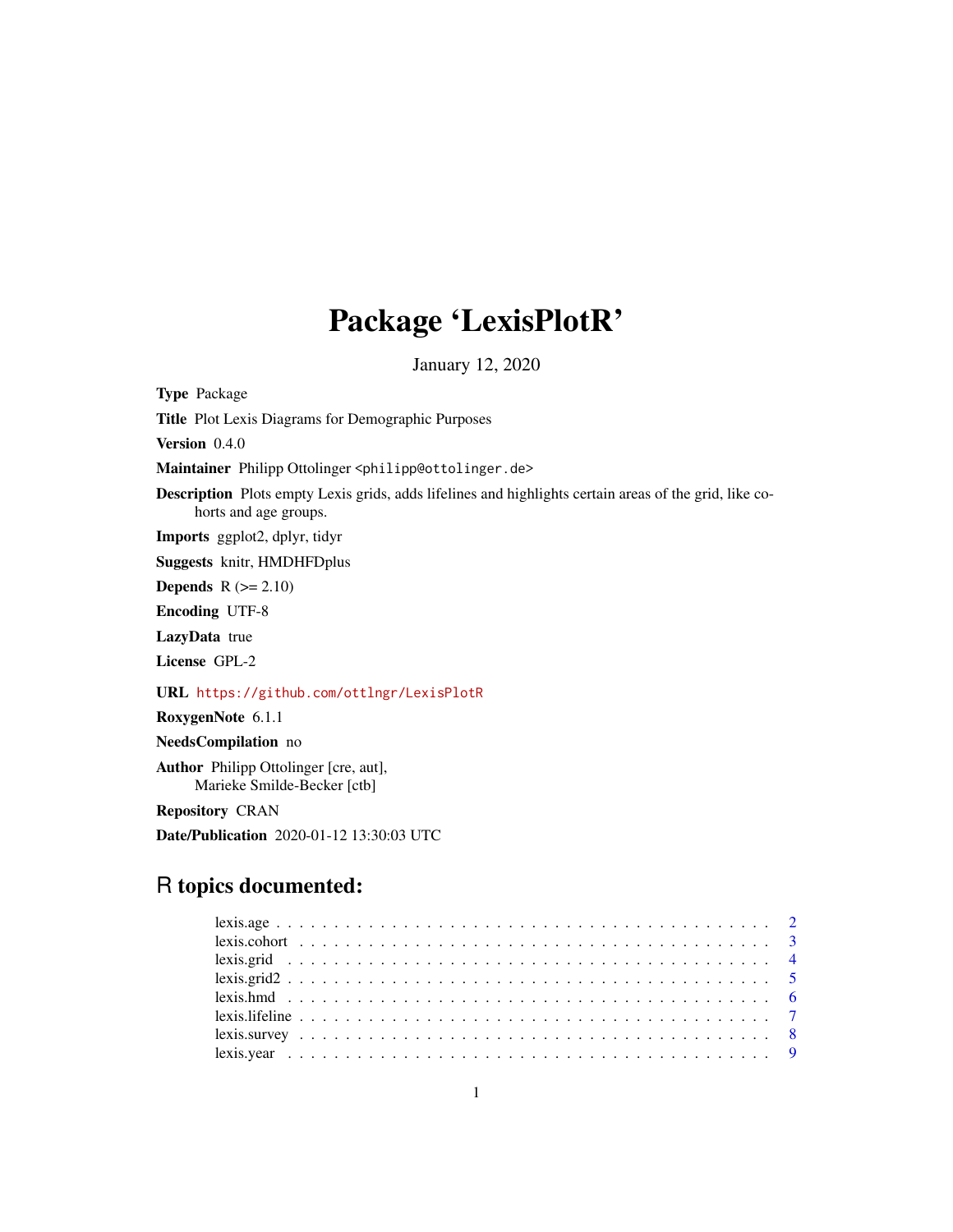# Package 'LexisPlotR'

January 12, 2020

**Type** Package

**Title** Plot Lexis Diagrams for Demographic Purposes

**Version** 0.4.0

**Maintainer** Philipp Ottolinger <philipp@ottolinger.de>

**Description** Plots empty Lexis grids, adds lifelines and highlights certain areas of the grid, like cohorts and age groups.

**Imports** ggplot2, dplyr, tidyr

**Suggests** knitr, HMDHFDplus

**Depends** R (>= 2.10)

**Encoding** UTF-8

**LazyData** true

**License** GPL-2

**URL** https://github.com/ottlngr/LexisPlotR

**RoxygenNote** 6.1.1

**NeedsCompilation** no

**Author** Philipp Ottolinger [cre, aut],
Marieke Smilde-Becker [ctb]

**Repository** CRAN

**Date/Publication** 2020-01-12 13:30:03 UTC

## R topics documented:

- lexis.age . . . . . . . . . . . . . . . . . . . . . . . . . . . . . . . . . . . . . . . . . 2
- lexis.cohort . . . . . . . . . . . . . . . . . . . . . . . . . . . . . . . . . . . . . . . 3
- lexis.grid . . . . . . . . . . . . . . . . . . . . . . . . . . . . . . . . . . . . . . . . 4
- lexis.grid2 . . . . . . . . . . . . . . . . . . . . . . . . . . . . . . . . . . . . . . . 5
- lexis.hmd . . . . . . . . . . . . . . . . . . . . . . . . . . . . . . . . . . . . . . . . 6
- lexis.lifeline . . . . . . . . . . . . . . . . . . . . . . . . . . . . . . . . . . . . . . 7
- lexis.survey . . . . . . . . . . . . . . . . . . . . . . . . . . . . . . . . . . . . . . . 8
- lexis.year . . . . . . . . . . . . . . . . . . . . . . . . . . . . . . . . . . . . . . . . 9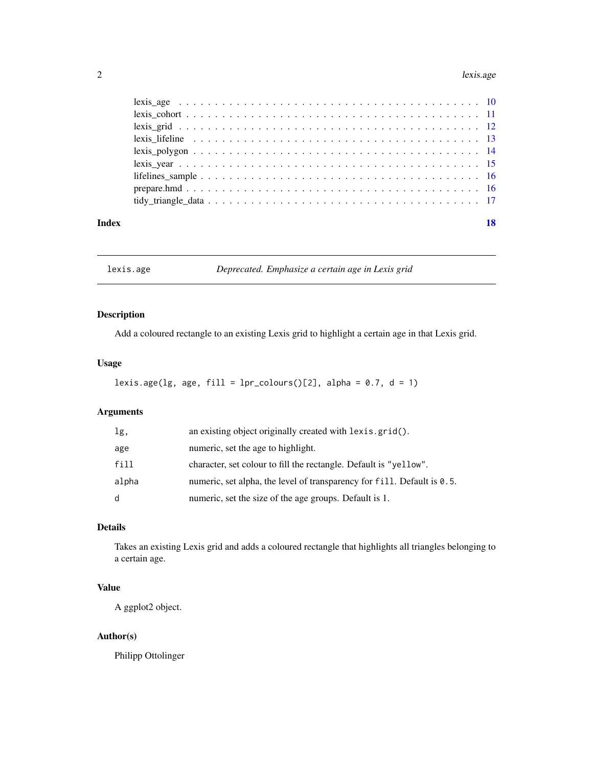lexis_age . . . . . . . . . . . . . . . . . . . . . . . . . . . . . . . . . . . . . . 10
lexis_cohort . . . . . . . . . . . . . . . . . . . . . . . . . . . . . . . . . . . . . 11
lexis_grid . . . . . . . . . . . . . . . . . . . . . . . . . . . . . . . . . . . . . . 12
lexis_lifeline . . . . . . . . . . . . . . . . . . . . . . . . . . . . . . . . . . . . . 13
lexis_polygon . . . . . . . . . . . . . . . . . . . . . . . . . . . . . . . . . . . . 14
lexis_year . . . . . . . . . . . . . . . . . . . . . . . . . . . . . . . . . . . . . . 15
lifelines_sample . . . . . . . . . . . . . . . . . . . . . . . . . . . . . . . . . . . 16
prepare.hmd . . . . . . . . . . . . . . . . . . . . . . . . . . . . . . . . . . . . . 16
tidy_triangle_data . . . . . . . . . . . . . . . . . . . . . . . . . . . . . . . . . . 17

**Index** **18**

---

`lexis.age` *Deprecated. Emphasize a certain age in Lexis grid*

---

### Description

Add a coloured rectangle to an existing Lexis grid to highlight a certain age in that Lexis grid.

### Usage

```
lexis.age(lg, age, fill = lpr_colours()[2], alpha = 0.7, d = 1)
```

### Arguments

| | |
|---|---|
| `lg,` | an existing object originally created with `lexis.grid()`. |
| `age` | numeric, set the age to highlight. |
| `fill` | character, set colour to fill the rectangle. Default is `"yellow"`. |
| `alpha` | numeric, set alpha, the level of transparency for `fill`. Default is `0.5`. |
| `d` | numeric, set the size of the age groups. Default is 1. |

### Details

Takes an existing Lexis grid and adds a coloured rectangle that highlights all triangles belonging to a certain age.

### Value

A ggplot2 object.

### Author(s)

Philipp Ottolinger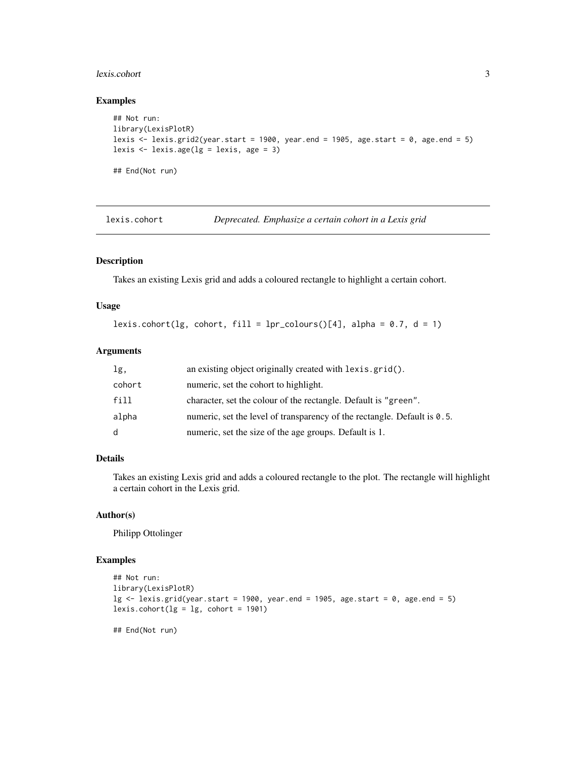### Examples

```
## Not run:
library(LexisPlotR)
lexis <- lexis.grid2(year.start = 1900, year.end = 1905, age.start = 0, age.end = 5)
lexis <- lexis.age(lg = lexis, age = 3)

## End(Not run)
```

---

## lexis.cohort — *Deprecated. Emphasize a certain cohort in a Lexis grid*

### Description

Takes an existing Lexis grid and adds a coloured rectangle to highlight a certain cohort.

### Usage

```
lexis.cohort(lg, cohort, fill = lpr_colours()[4], alpha = 0.7, d = 1)
```

### Arguments

| | |
|---|---|
| `lg,` | an existing object originally created with `lexis.grid()`. |
| `cohort` | numeric, set the cohort to highlight. |
| `fill` | character, set the colour of the rectangle. Default is `"green"`. |
| `alpha` | numeric, set the level of transparency of the rectangle. Default is `0.5`. |
| `d` | numeric, set the size of the age groups. Default is 1. |

### Details

Takes an existing Lexis grid and adds a coloured rectangle to the plot. The rectangle will highlight a certain cohort in the Lexis grid.

### Author(s)

Philipp Ottolinger

### Examples

```
## Not run:
library(LexisPlotR)
lg <- lexis.grid(year.start = 1900, year.end = 1905, age.start = 0, age.end = 5)
lexis.cohort(lg = lg, cohort = 1901)

## End(Not run)
```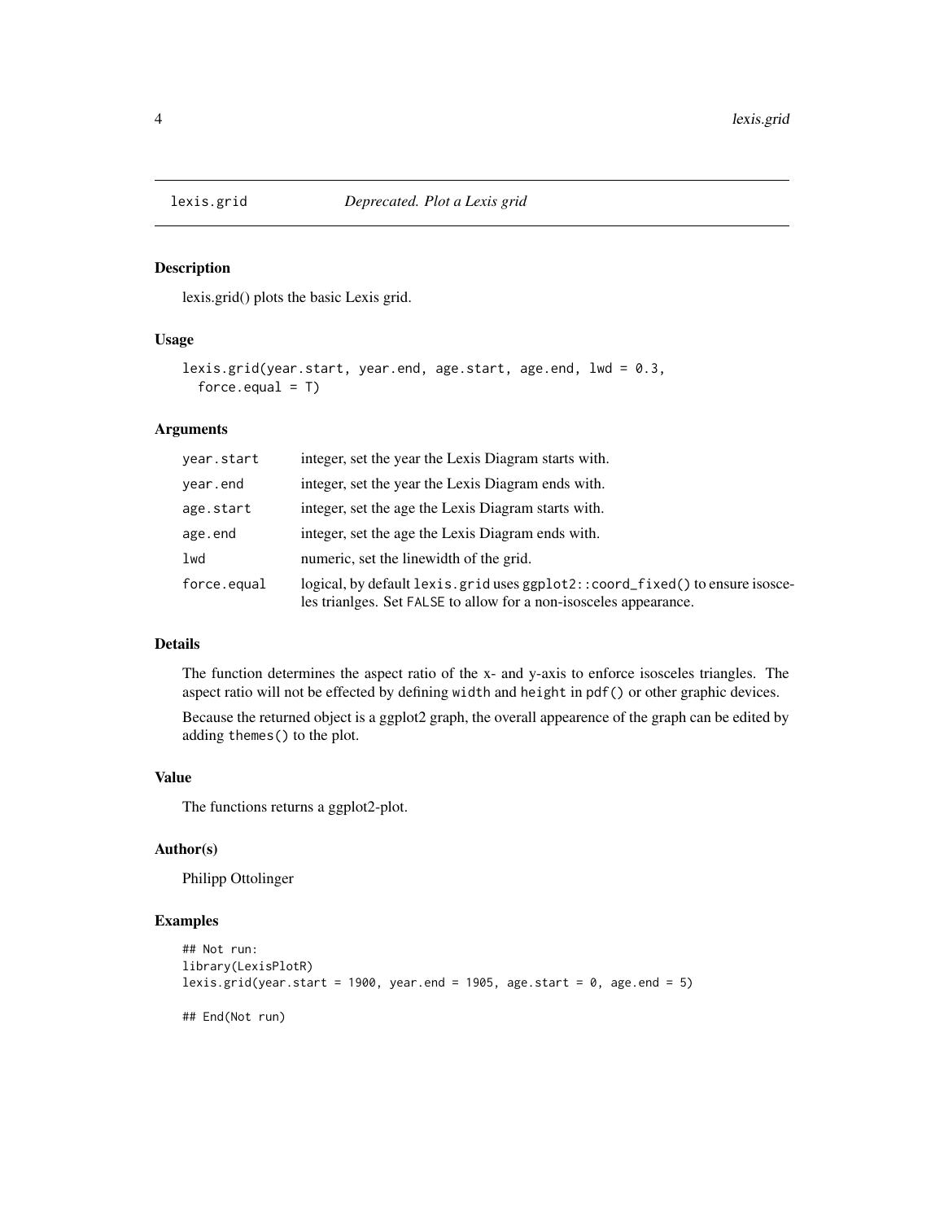# lexis.grid — *Deprecated. Plot a Lexis grid*

## Description

lexis.grid() plots the basic Lexis grid.

## Usage

```
lexis.grid(year.start, year.end, age.start, age.end, lwd = 0.3,
  force.equal = T)
```

## Arguments

| | |
|---|---|
| `year.start` | integer, set the year the Lexis Diagram starts with. |
| `year.end` | integer, set the year the Lexis Diagram ends with. |
| `age.start` | integer, set the age the Lexis Diagram starts with. |
| `age.end` | integer, set the age the Lexis Diagram ends with. |
| `lwd` | numeric, set the linewidth of the grid. |
| `force.equal` | logical, by default `lexis.grid` uses `ggplot2::coord_fixed()` to ensure isosceles trianlges. Set `FALSE` to allow for a non-isosceles appearance. |

## Details

The function determines the aspect ratio of the x- and y-axis to enforce isosceles triangles. The aspect ratio will not be effected by defining `width` and `height` in `pdf()` or other graphic devices.

Because the returned object is a ggplot2 graph, the overall appearence of the graph can be edited by adding `themes()` to the plot.

## Value

The functions returns a ggplot2-plot.

## Author(s)

Philipp Ottolinger

## Examples

```
## Not run:
library(LexisPlotR)
lexis.grid(year.start = 1900, year.end = 1905, age.start = 0, age.end = 5)

## End(Not run)
```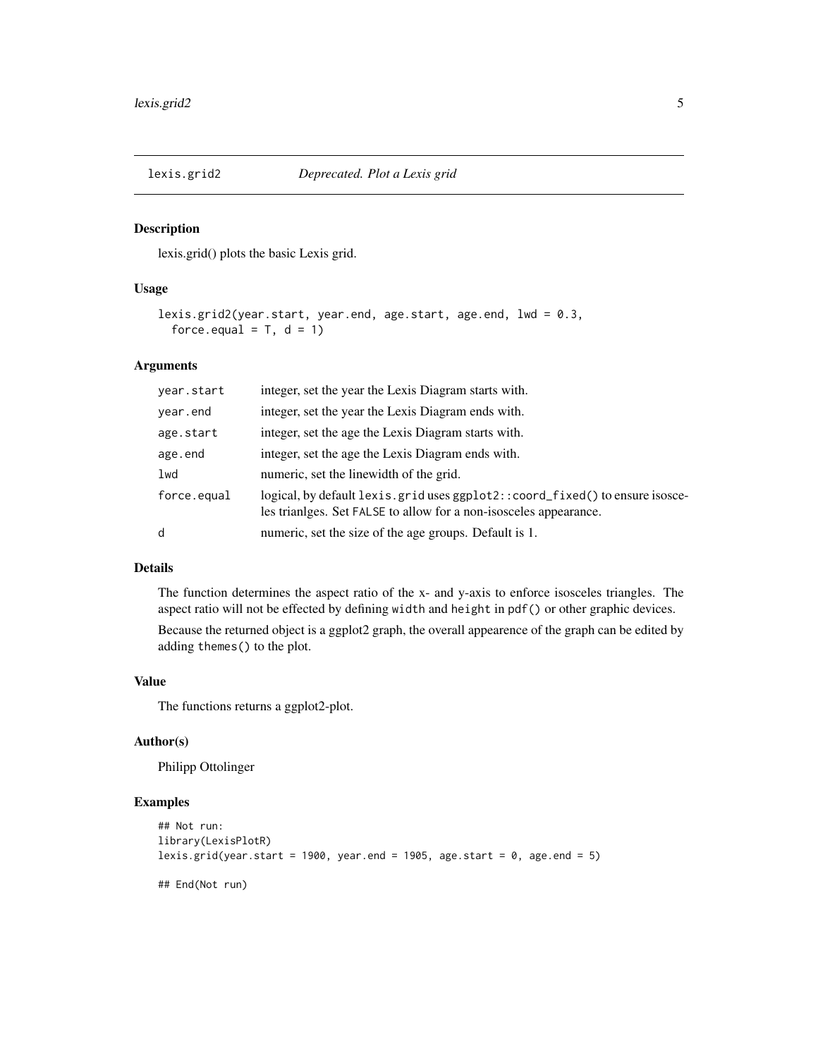# lexis.grid2 *Deprecated. Plot a Lexis grid*

## Description

lexis.grid() plots the basic Lexis grid.

## Usage

```
lexis.grid2(year.start, year.end, age.start, age.end, lwd = 0.3,
  force.equal = T, d = 1)
```

## Arguments

| | |
|---|---|
| year.start | integer, set the year the Lexis Diagram starts with. |
| year.end | integer, set the year the Lexis Diagram ends with. |
| age.start | integer, set the age the Lexis Diagram starts with. |
| age.end | integer, set the age the Lexis Diagram ends with. |
| lwd | numeric, set the linewidth of the grid. |
| force.equal | logical, by default `lexis.grid` uses `ggplot2::coord_fixed()` to ensure isosceles trianlges. Set `FALSE` to allow for a non-isosceles appearance. |
| d | numeric, set the size of the age groups. Default is 1. |

## Details

The function determines the aspect ratio of the x- and y-axis to enforce isosceles triangles. The aspect ratio will not be effected by defining `width` and `height` in `pdf()` or other graphic devices.

Because the returned object is a ggplot2 graph, the overall appearence of the graph can be edited by adding `themes()` to the plot.

## Value

The functions returns a ggplot2-plot.

## Author(s)

Philipp Ottolinger

## Examples

```
## Not run:
library(LexisPlotR)
lexis.grid(year.start = 1900, year.end = 1905, age.start = 0, age.end = 5)

## End(Not run)
```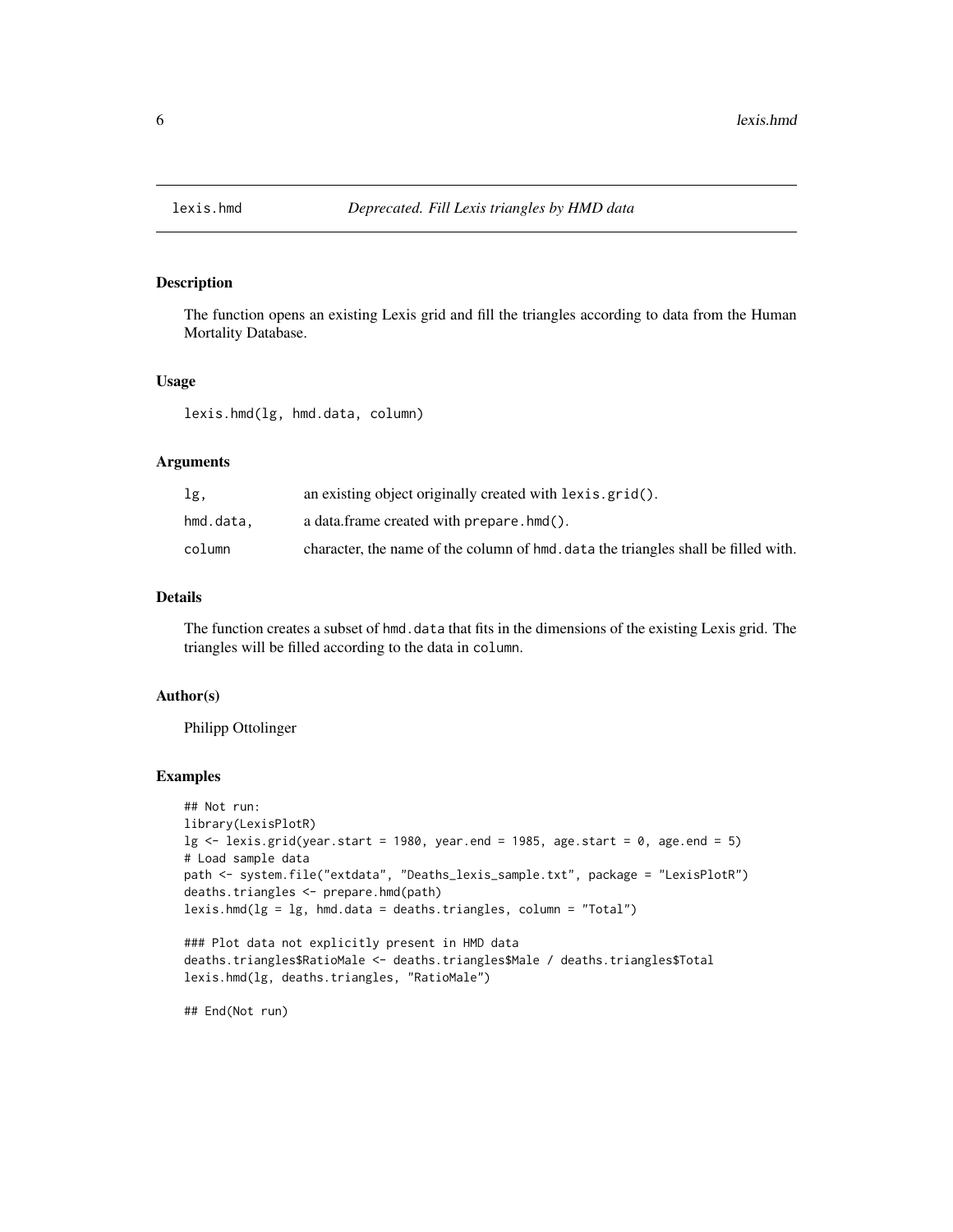lexis.hmd *Deprecated. Fill Lexis triangles by HMD data*

## Description

The function opens an existing Lexis grid and fill the triangles according to data from the Human Mortality Database.

## Usage

```
lexis.hmd(lg, hmd.data, column)
```

## Arguments

| | |
|---|---|
| lg, | an existing object originally created with `lexis.grid()`. |
| hmd.data, | a data.frame created with `prepare.hmd()`. |
| column | character, the name of the column of `hmd.data` the triangles shall be filled with. |

## Details

The function creates a subset of `hmd.data` that fits in the dimensions of the existing Lexis grid. The triangles will be filled according to the data in `column`.

## Author(s)

Philipp Ottolinger

## Examples

```
## Not run:
library(LexisPlotR)
lg <- lexis.grid(year.start = 1980, year.end = 1985, age.start = 0, age.end = 5)
# Load sample data
path <- system.file("extdata", "Deaths_lexis_sample.txt", package = "LexisPlotR")
deaths.triangles <- prepare.hmd(path)
lexis.hmd(lg = lg, hmd.data = deaths.triangles, column = "Total")

### Plot data not explicitly present in HMD data
deaths.triangles$RatioMale <- deaths.triangles$Male / deaths.triangles$Total
lexis.hmd(lg, deaths.triangles, "RatioMale")

## End(Not run)
```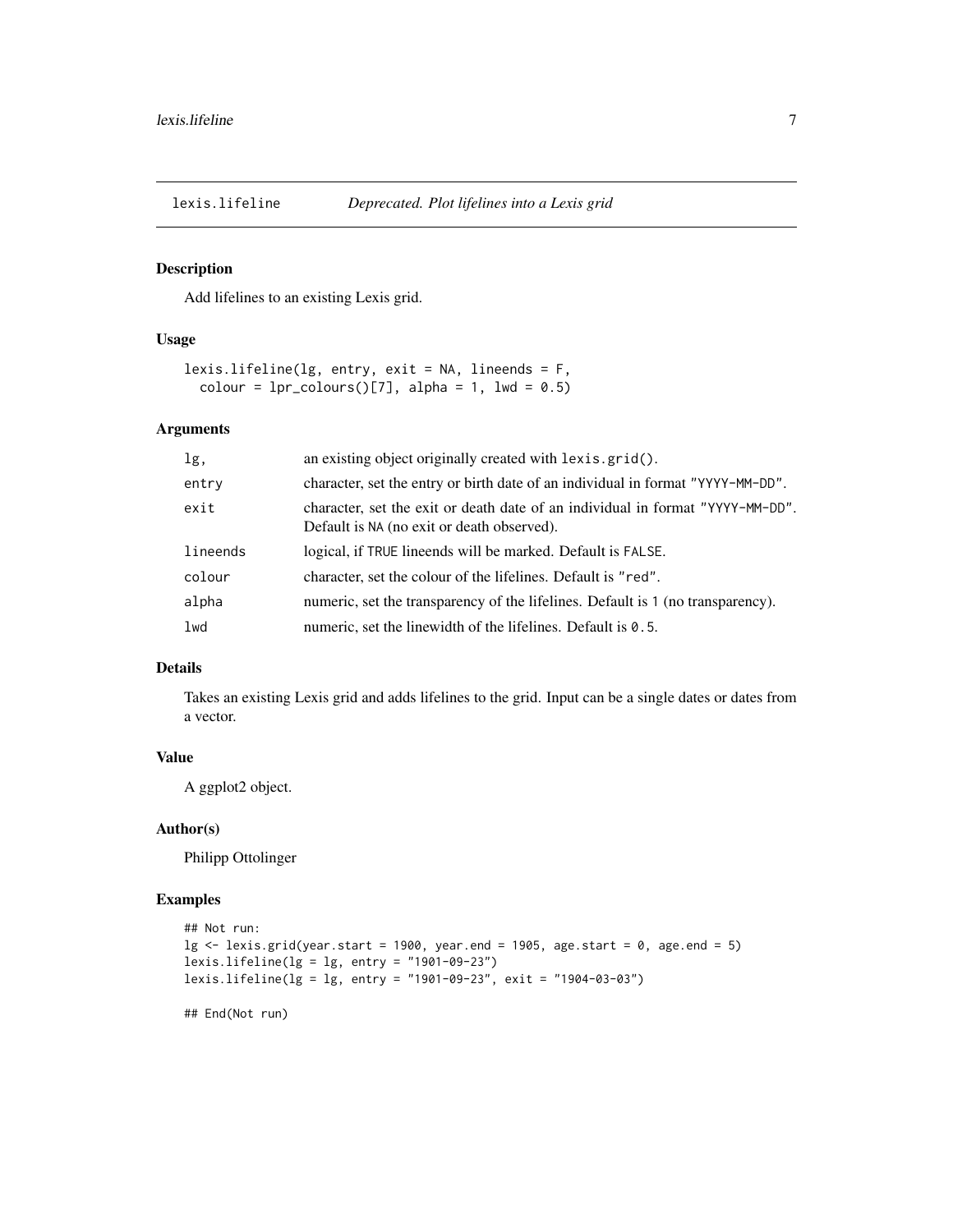## lexis.lifeline *Deprecated. Plot lifelines into a Lexis grid*

### Description

Add lifelines to an existing Lexis grid.

### Usage

```
lexis.lifeline(lg, entry, exit = NA, lineends = F,
  colour = lpr_colours()[7], alpha = 1, lwd = 0.5)
```

### Arguments

| | |
|---|---|
| `lg,` | an existing object originally created with `lexis.grid()`. |
| `entry` | character, set the entry or birth date of an individual in format `"YYYY-MM-DD"`. |
| `exit` | character, set the exit or death date of an individual in format `"YYYY-MM-DD"`. Default is `NA` (no exit or death observed). |
| `lineends` | logical, if `TRUE` lineends will be marked. Default is `FALSE`. |
| `colour` | character, set the colour of the lifelines. Default is `"red"`. |
| `alpha` | numeric, set the transparency of the lifelines. Default is `1` (no transparency). |
| `lwd` | numeric, set the linewidth of the lifelines. Default is `0.5`. |

### Details

Takes an existing Lexis grid and adds lifelines to the grid. Input can be a single dates or dates from a vector.

### Value

A ggplot2 object.

### Author(s)

Philipp Ottolinger

### Examples

```
## Not run:
lg <- lexis.grid(year.start = 1900, year.end = 1905, age.start = 0, age.end = 5)
lexis.lifeline(lg = lg, entry = "1901-09-23")
lexis.lifeline(lg = lg, entry = "1901-09-23", exit = "1904-03-03")

## End(Not run)
```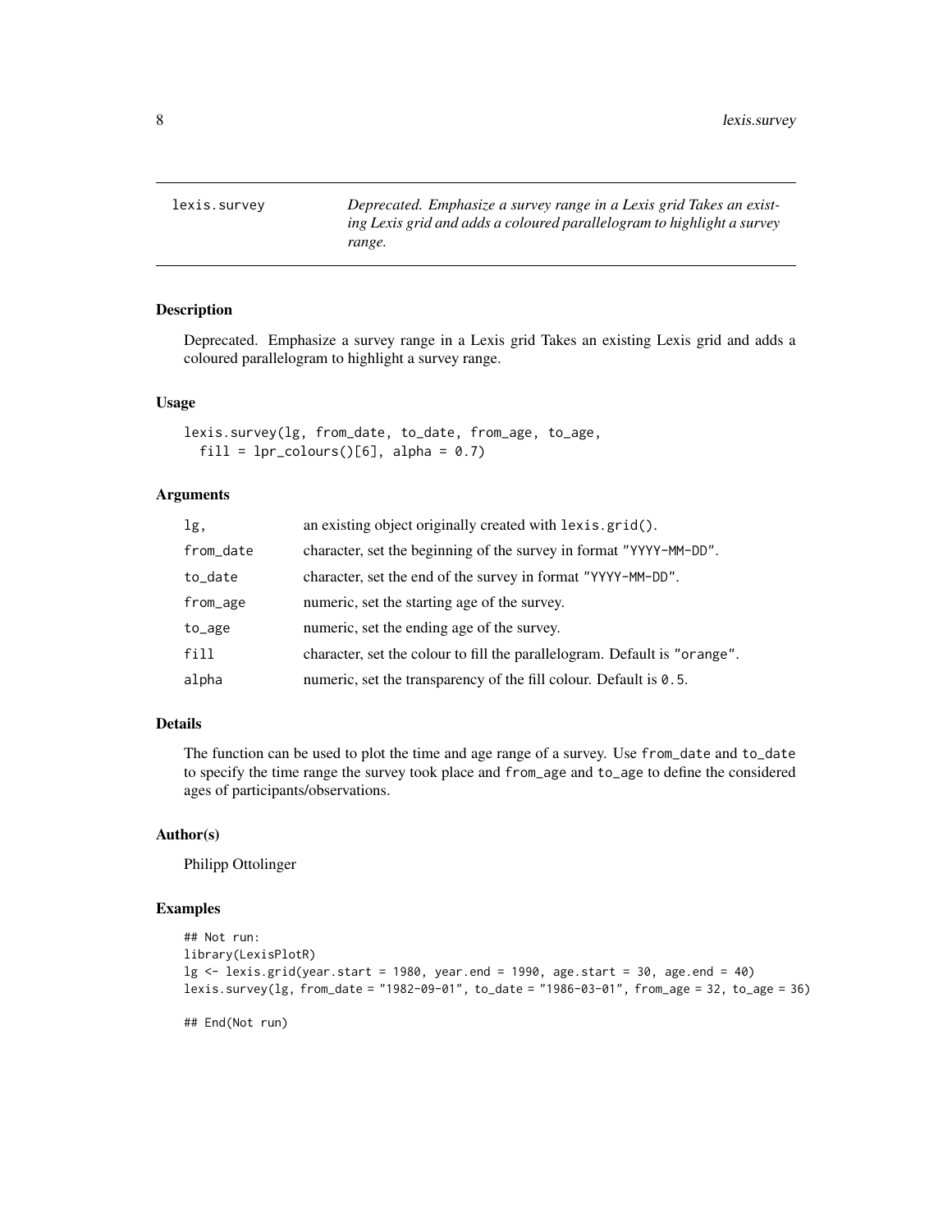# lexis.survey

*Deprecated. Emphasize a survey range in a Lexis grid Takes an existing Lexis grid and adds a coloured parallelogram to highlight a survey range.*

## Description

Deprecated. Emphasize a survey range in a Lexis grid Takes an existing Lexis grid and adds a coloured parallelogram to highlight a survey range.

## Usage

```
lexis.survey(lg, from_date, to_date, from_age, to_age,
  fill = lpr_colours()[6], alpha = 0.7)
```

## Arguments

| | |
|---|---|
| `lg,` | an existing object originally created with `lexis.grid()`. |
| `from_date` | character, set the beginning of the survey in format `"YYYY-MM-DD"`. |
| `to_date` | character, set the end of the survey in format `"YYYY-MM-DD"`. |
| `from_age` | numeric, set the starting age of the survey. |
| `to_age` | numeric, set the ending age of the survey. |
| `fill` | character, set the colour to fill the parallelogram. Default is `"orange"`. |
| `alpha` | numeric, set the transparency of the fill colour. Default is `0.5`. |

## Details

The function can be used to plot the time and age range of a survey. Use `from_date` and `to_date` to specify the time range the survey took place and `from_age` and `to_age` to define the considered ages of participants/observations.

## Author(s)

Philipp Ottolinger

## Examples

```
## Not run:
library(LexisPlotR)
lg <- lexis.grid(year.start = 1980, year.end = 1990, age.start = 30, age.end = 40)
lexis.survey(lg, from_date = "1982-09-01", to_date = "1986-03-01", from_age = 32, to_age = 36)

## End(Not run)
```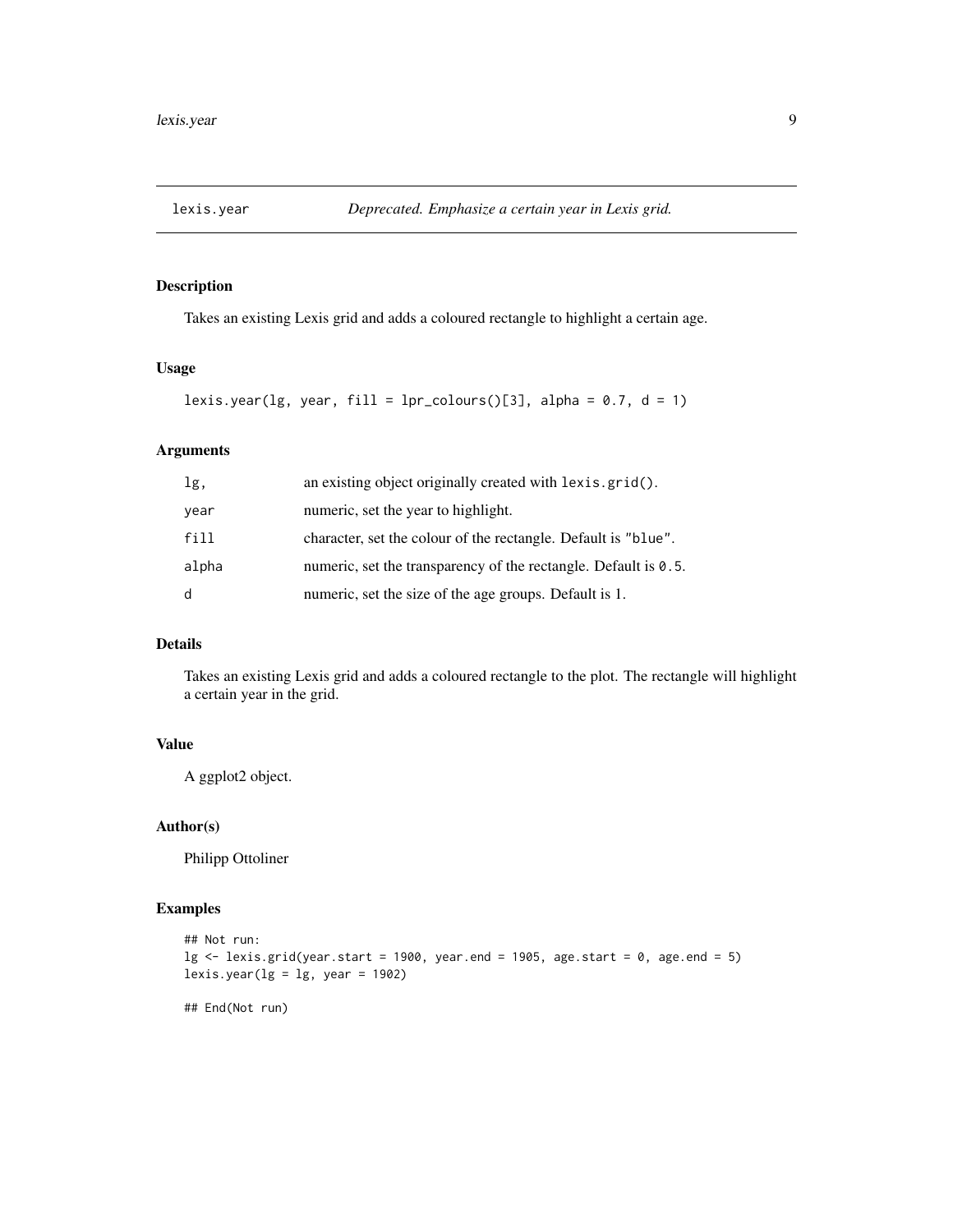# lexis.year — *Deprecated. Emphasize a certain year in Lexis grid.*

## Description

Takes an existing Lexis grid and adds a coloured rectangle to highlight a certain age.

## Usage

```
lexis.year(lg, year, fill = lpr_colours()[3], alpha = 0.7, d = 1)
```

## Arguments

| | |
|---|---|
| lg, | an existing object originally created with `lexis.grid()`. |
| year | numeric, set the year to highlight. |
| fill | character, set the colour of the rectangle. Default is `"blue"`. |
| alpha | numeric, set the transparency of the rectangle. Default is `0.5`. |
| d | numeric, set the size of the age groups. Default is 1. |

## Details

Takes an existing Lexis grid and adds a coloured rectangle to the plot. The rectangle will highlight a certain year in the grid.

## Value

A ggplot2 object.

## Author(s)

Philipp Ottoliner

## Examples

```
## Not run:
lg <- lexis.grid(year.start = 1900, year.end = 1905, age.start = 0, age.end = 5)
lexis.year(lg = lg, year = 1902)

## End(Not run)
```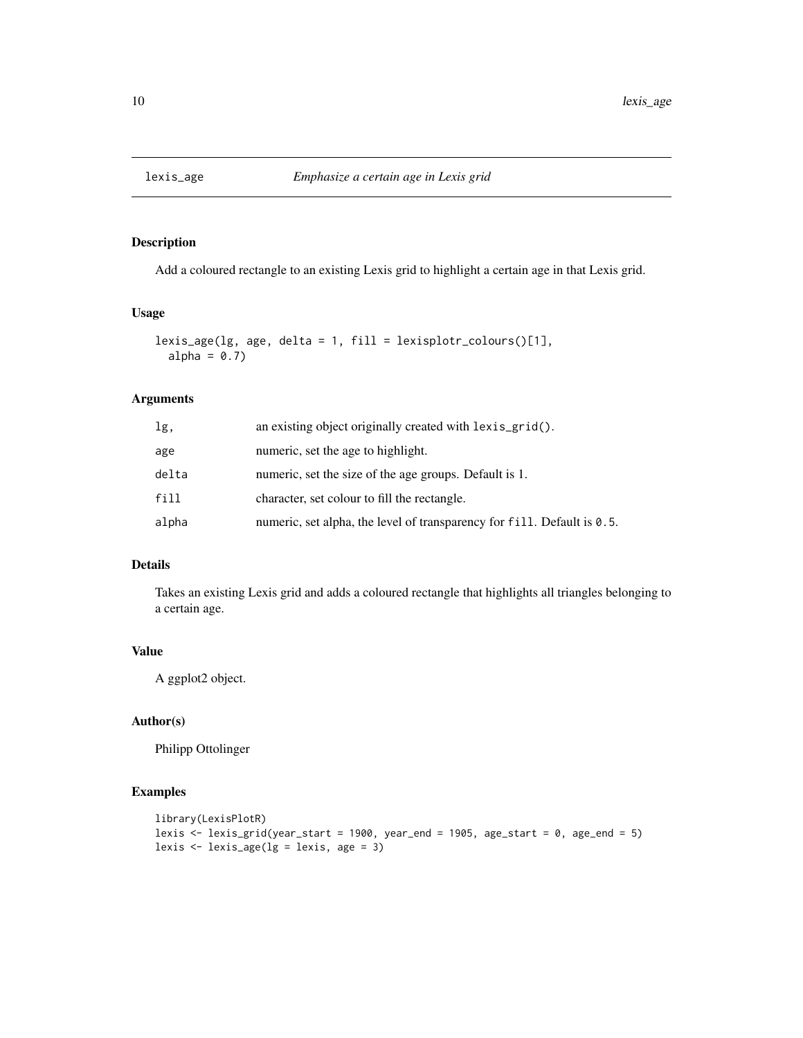lexis_age *Emphasize a certain age in Lexis grid*

## Description

Add a coloured rectangle to an existing Lexis grid to highlight a certain age in that Lexis grid.

## Usage

```
lexis_age(lg, age, delta = 1, fill = lexisplotr_colours()[1],
  alpha = 0.7)
```

## Arguments

| | |
|---|---|
| lg, | an existing object originally created with lexis_grid(). |
| age | numeric, set the age to highlight. |
| delta | numeric, set the size of the age groups. Default is 1. |
| fill | character, set colour to fill the rectangle. |
| alpha | numeric, set alpha, the level of transparency for fill. Default is 0.5. |

## Details

Takes an existing Lexis grid and adds a coloured rectangle that highlights all triangles belonging to a certain age.

## Value

A ggplot2 object.

## Author(s)

Philipp Ottolinger

## Examples

```
library(LexisPlotR)
lexis <- lexis_grid(year_start = 1900, year_end = 1905, age_start = 0, age_end = 5)
lexis <- lexis_age(lg = lexis, age = 3)
```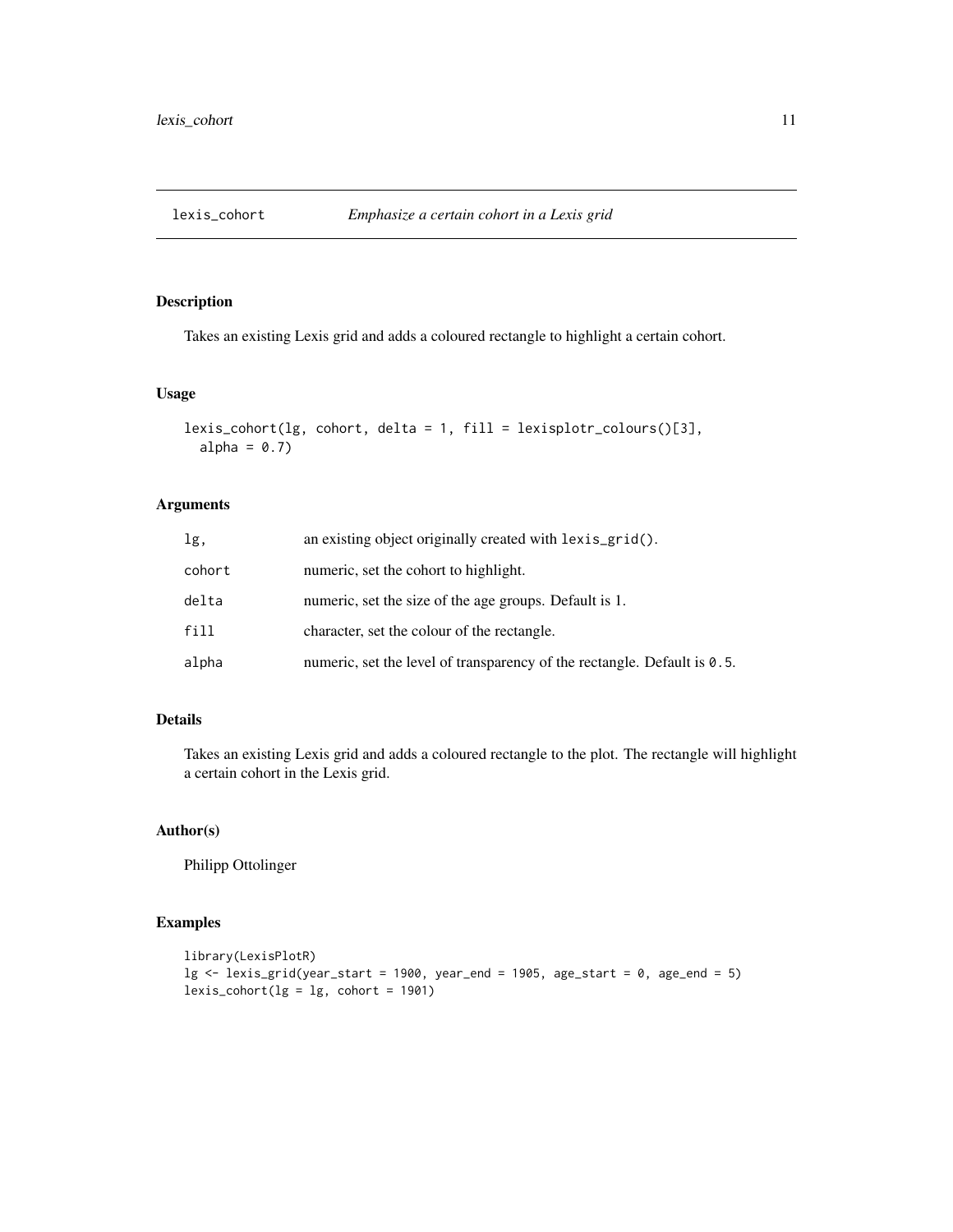# lexis_cohort *Emphasize a certain cohort in a Lexis grid*

## Description

Takes an existing Lexis grid and adds a coloured rectangle to highlight a certain cohort.

## Usage

```
lexis_cohort(lg, cohort, delta = 1, fill = lexisplotr_colours()[3],
  alpha = 0.7)
```

## Arguments

| | |
|---|---|
| lg, | an existing object originally created with lexis_grid(). |
| cohort | numeric, set the cohort to highlight. |
| delta | numeric, set the size of the age groups. Default is 1. |
| fill | character, set the colour of the rectangle. |
| alpha | numeric, set the level of transparency of the rectangle. Default is 0.5. |

## Details

Takes an existing Lexis grid and adds a coloured rectangle to the plot. The rectangle will highlight a certain cohort in the Lexis grid.

## Author(s)

Philipp Ottolinger

## Examples

```
library(LexisPlotR)
lg <- lexis_grid(year_start = 1900, year_end = 1905, age_start = 0, age_end = 5)
lexis_cohort(lg = lg, cohort = 1901)
```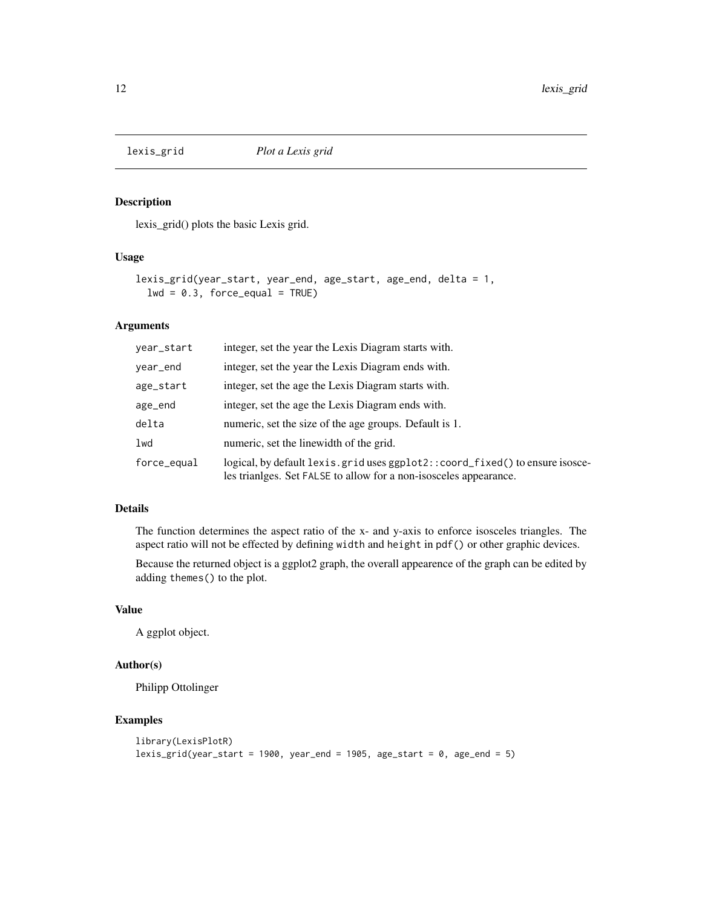# lexis_grid *Plot a Lexis grid*

## Description

lexis_grid() plots the basic Lexis grid.

## Usage

```
lexis_grid(year_start, year_end, age_start, age_end, delta = 1,
  lwd = 0.3, force_equal = TRUE)
```

## Arguments

| | |
|---|---|
| year_start | integer, set the year the Lexis Diagram starts with. |
| year_end | integer, set the year the Lexis Diagram ends with. |
| age_start | integer, set the age the Lexis Diagram starts with. |
| age_end | integer, set the age the Lexis Diagram ends with. |
| delta | numeric, set the size of the age groups. Default is 1. |
| lwd | numeric, set the linewidth of the grid. |
| force_equal | logical, by default `lexis.grid` uses `ggplot2::coord_fixed()` to ensure isosceles trianlges. Set `FALSE` to allow for a non-isosceles appearance. |

## Details

The function determines the aspect ratio of the x- and y-axis to enforce isosceles triangles. The aspect ratio will not be effected by defining `width` and `height` in `pdf()` or other graphic devices.

Because the returned object is a ggplot2 graph, the overall appearence of the graph can be edited by adding `themes()` to the plot.

## Value

A ggplot object.

## Author(s)

Philipp Ottolinger

## Examples

```
library(LexisPlotR)
lexis_grid(year_start = 1900, year_end = 1905, age_start = 0, age_end = 5)
```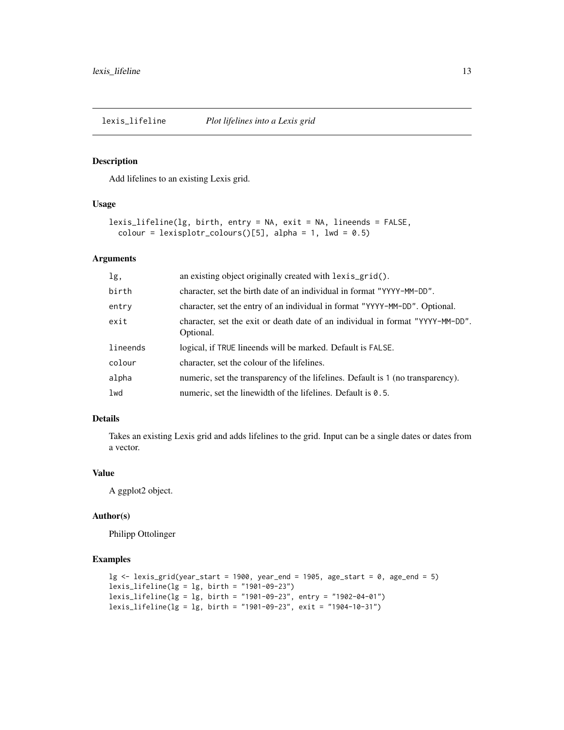# lexis_lifeline *Plot lifelines into a Lexis grid*

## Description

Add lifelines to an existing Lexis grid.

## Usage

```
lexis_lifeline(lg, birth, entry = NA, exit = NA, lineends = FALSE,
  colour = lexisplotr_colours()[5], alpha = 1, lwd = 0.5)
```

## Arguments

| | |
|---|---|
| lg, | an existing object originally created with `lexis_grid()`. |
| birth | character, set the birth date of an individual in format `"YYYY-MM-DD"`. |
| entry | character, set the entry of an individual in format `"YYYY-MM-DD"`. Optional. |
| exit | character, set the exit or death date of an individual in format `"YYYY-MM-DD"`. Optional. |
| lineends | logical, if `TRUE` lineends will be marked. Default is `FALSE`. |
| colour | character, set the colour of the lifelines. |
| alpha | numeric, set the transparency of the lifelines. Default is 1 (no transparency). |
| lwd | numeric, set the linewidth of the lifelines. Default is `0.5`. |

## Details

Takes an existing Lexis grid and adds lifelines to the grid. Input can be a single dates or dates from a vector.

## Value

A ggplot2 object.

## Author(s)

Philipp Ottolinger

## Examples

```
lg <- lexis_grid(year_start = 1900, year_end = 1905, age_start = 0, age_end = 5)
lexis_lifeline(lg = lg, birth = "1901-09-23")
lexis_lifeline(lg = lg, birth = "1901-09-23", entry = "1902-04-01")
lexis_lifeline(lg = lg, birth = "1901-09-23", exit = "1904-10-31")
```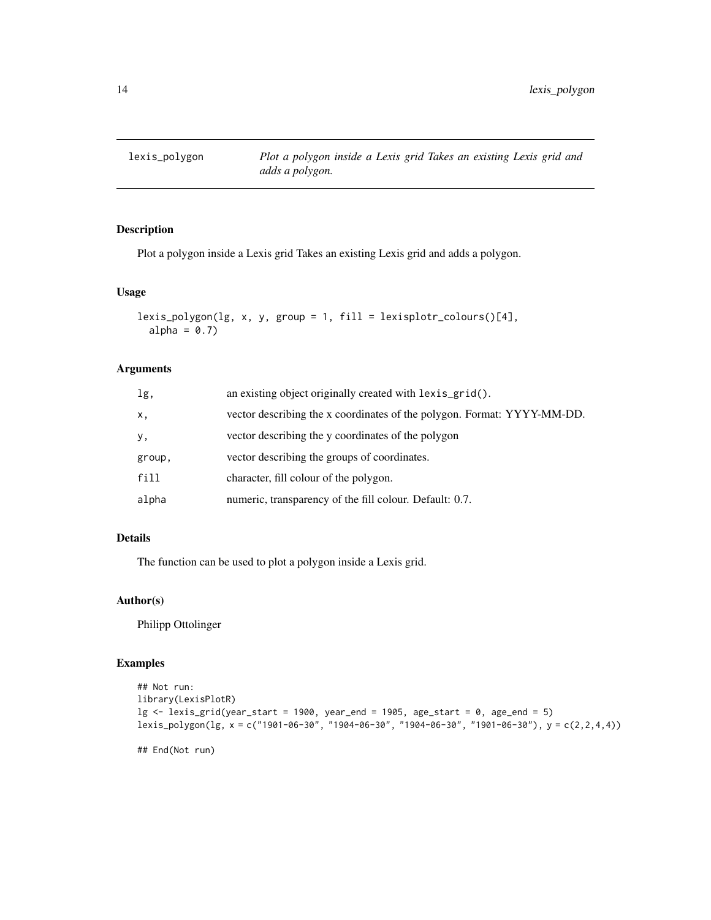# lexis_polygon

*Plot a polygon inside a Lexis grid Takes an existing Lexis grid and adds a polygon.*

## Description

Plot a polygon inside a Lexis grid Takes an existing Lexis grid and adds a polygon.

## Usage

```
lexis_polygon(lg, x, y, group = 1, fill = lexisplotr_colours()[4],
  alpha = 0.7)
```

## Arguments

| | |
|---|---|
| `lg,` | an existing object originally created with `lexis_grid()`. |
| `x,` | vector describing the x coordinates of the polygon. Format: YYYY-MM-DD. |
| `y,` | vector describing the y coordinates of the polygon |
| `group,` | vector describing the groups of coordinates. |
| `fill` | character, fill colour of the polygon. |
| `alpha` | numeric, transparency of the fill colour. Default: 0.7. |

## Details

The function can be used to plot a polygon inside a Lexis grid.

## Author(s)

Philipp Ottolinger

## Examples

```
## Not run:
library(LexisPlotR)
lg <- lexis_grid(year_start = 1900, year_end = 1905, age_start = 0, age_end = 5)
lexis_polygon(lg, x = c("1901-06-30", "1904-06-30", "1904-06-30", "1901-06-30"), y = c(2,2,4,4))

## End(Not run)
```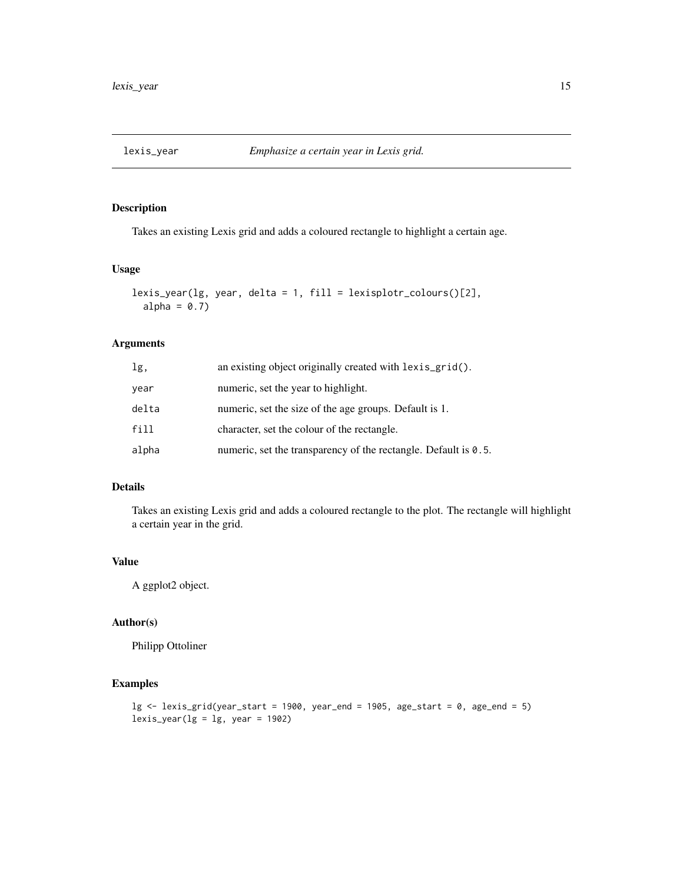lexis_year *Emphasize a certain year in Lexis grid.*

## Description

Takes an existing Lexis grid and adds a coloured rectangle to highlight a certain age.

## Usage

```
lexis_year(lg, year, delta = 1, fill = lexisplotr_colours()[2],
  alpha = 0.7)
```

## Arguments

| | |
|---|---|
| `lg,` | an existing object originally created with `lexis_grid()`. |
| `year` | numeric, set the year to highlight. |
| `delta` | numeric, set the size of the age groups. Default is 1. |
| `fill` | character, set the colour of the rectangle. |
| `alpha` | numeric, set the transparency of the rectangle. Default is `0.5`. |

## Details

Takes an existing Lexis grid and adds a coloured rectangle to the plot. The rectangle will highlight a certain year in the grid.

## Value

A ggplot2 object.

## Author(s)

Philipp Ottoliner

## Examples

```
lg <- lexis_grid(year_start = 1900, year_end = 1905, age_start = 0, age_end = 5)
lexis_year(lg = lg, year = 1902)
```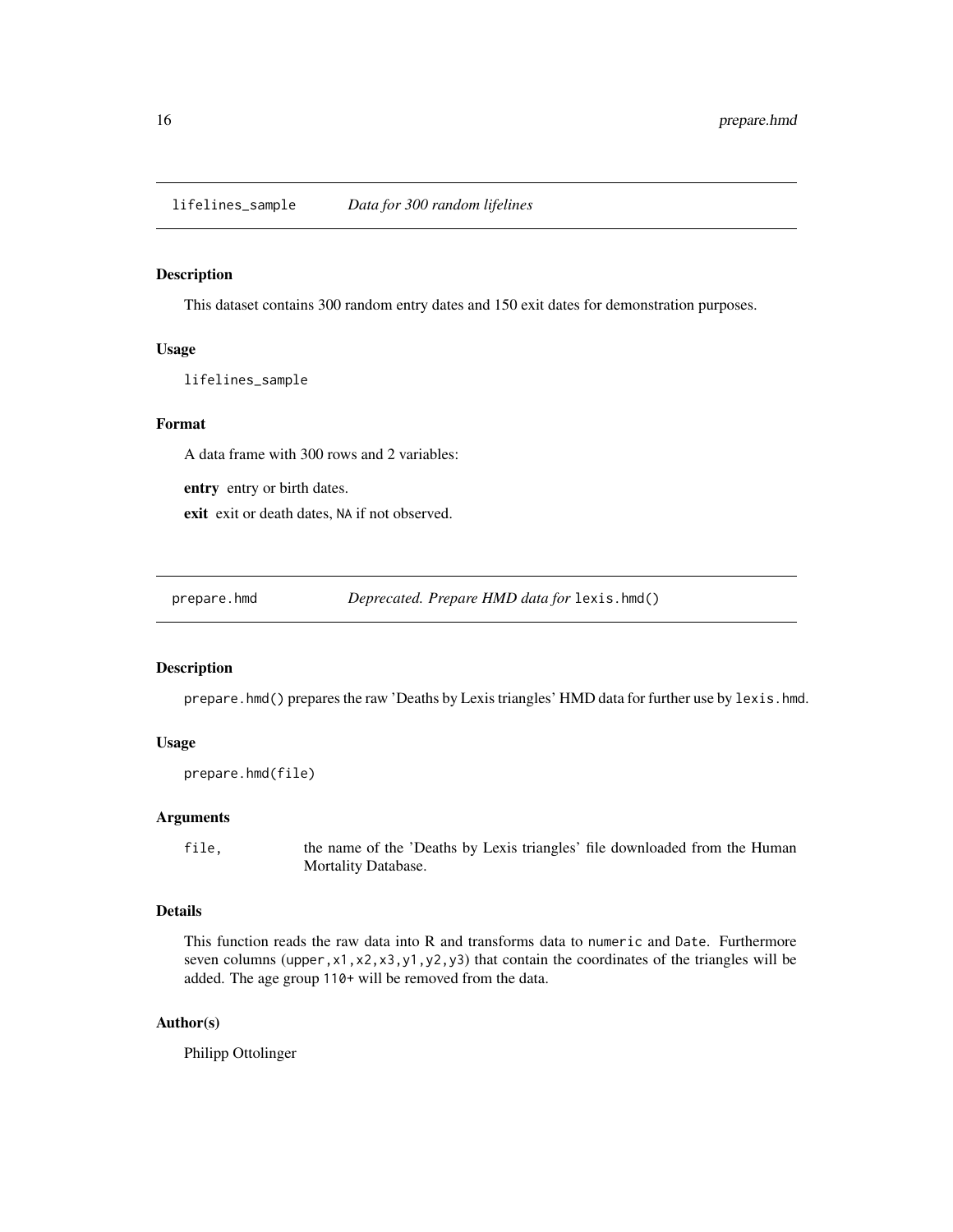## lifelines_sample *Data for 300 random lifelines*

### Description

This dataset contains 300 random entry dates and 150 exit dates for demonstration purposes.

### Usage

```
lifelines_sample
```

### Format

A data frame with 300 rows and 2 variables:

**entry** entry or birth dates.

**exit** exit or death dates, `NA` if not observed.

## prepare.hmd *Deprecated. Prepare HMD data for* `lexis.hmd()`

### Description

`prepare.hmd()` prepares the raw 'Deaths by Lexis triangles' HMD data for further use by `lexis.hmd`.

### Usage

```
prepare.hmd(file)
```

### Arguments

| | |
|---|---|
| `file,` | the name of the 'Deaths by Lexis triangles' file downloaded from the Human Mortality Database. |

### Details

This function reads the raw data into R and transforms data to `numeric` and `Date`. Furthermore seven columns (`upper,x1,x2,x3,y1,y2,y3`) that contain the coordinates of the triangles will be added. The age group `110+` will be removed from the data.

### Author(s)

Philipp Ottolinger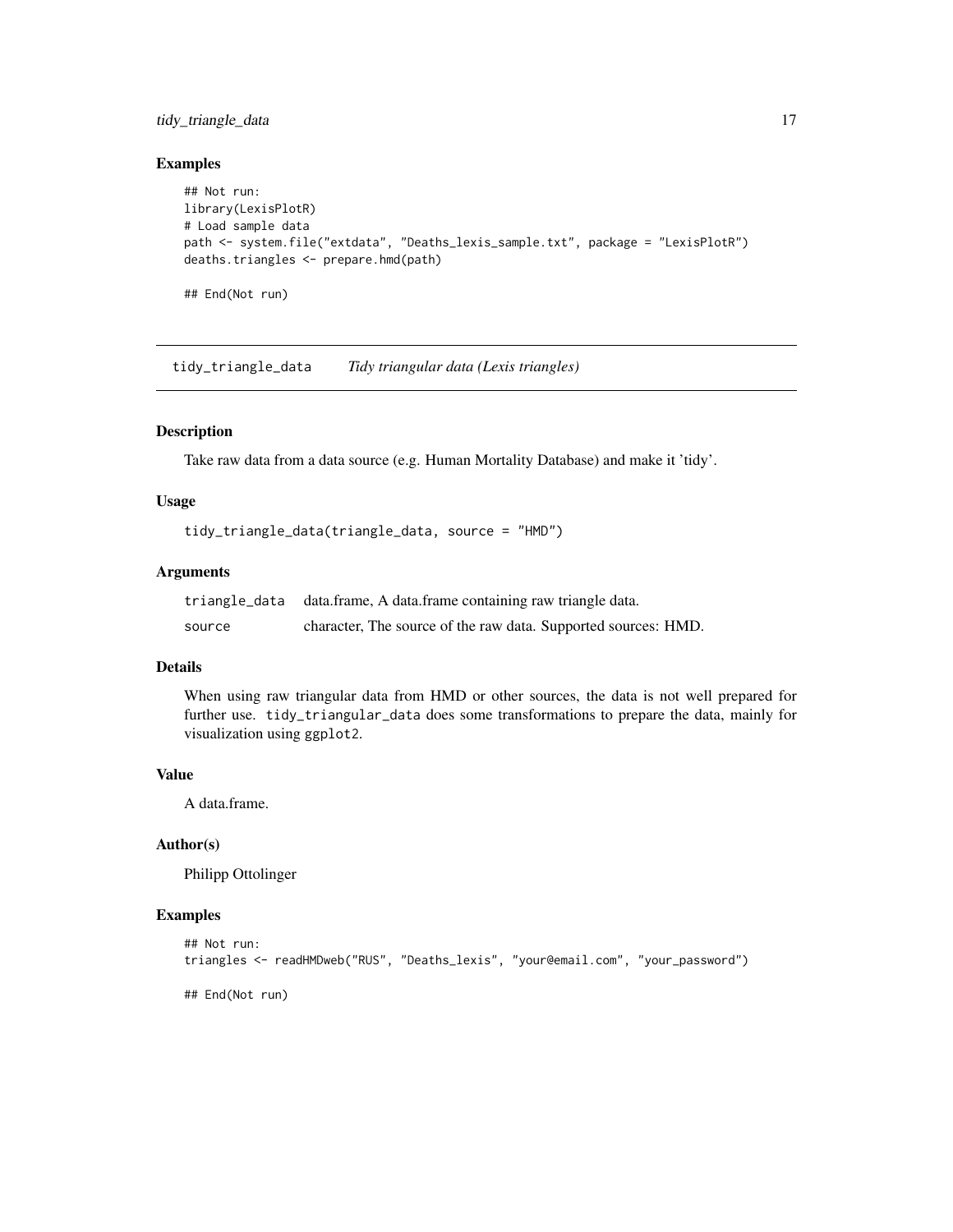## Examples

```
## Not run:
library(LexisPlotR)
# Load sample data
path <- system.file("extdata", "Deaths_lexis_sample.txt", package = "LexisPlotR")
deaths.triangles <- prepare.hmd(path)

## End(Not run)
```

---

# tidy_triangle_data *Tidy triangular data (Lexis triangles)*

---

### Description

Take raw data from a data source (e.g. Human Mortality Database) and make it 'tidy'.

### Usage

```
tidy_triangle_data(triangle_data, source = "HMD")
```

### Arguments

| | |
|---|---|
| triangle_data | data.frame, A data.frame containing raw triangle data. |
| source | character, The source of the raw data. Supported sources: HMD. |

### Details

When using raw triangular data from HMD or other sources, the data is not well prepared for further use. `tidy_triangular_data` does some transformations to prepare the data, mainly for visualization using `ggplot2`.

### Value

A data.frame.

### Author(s)

Philipp Ottolinger

### Examples

```
## Not run:
triangles <- readHMDweb("RUS", "Deaths_lexis", "your@email.com", "your_password")

## End(Not run)
```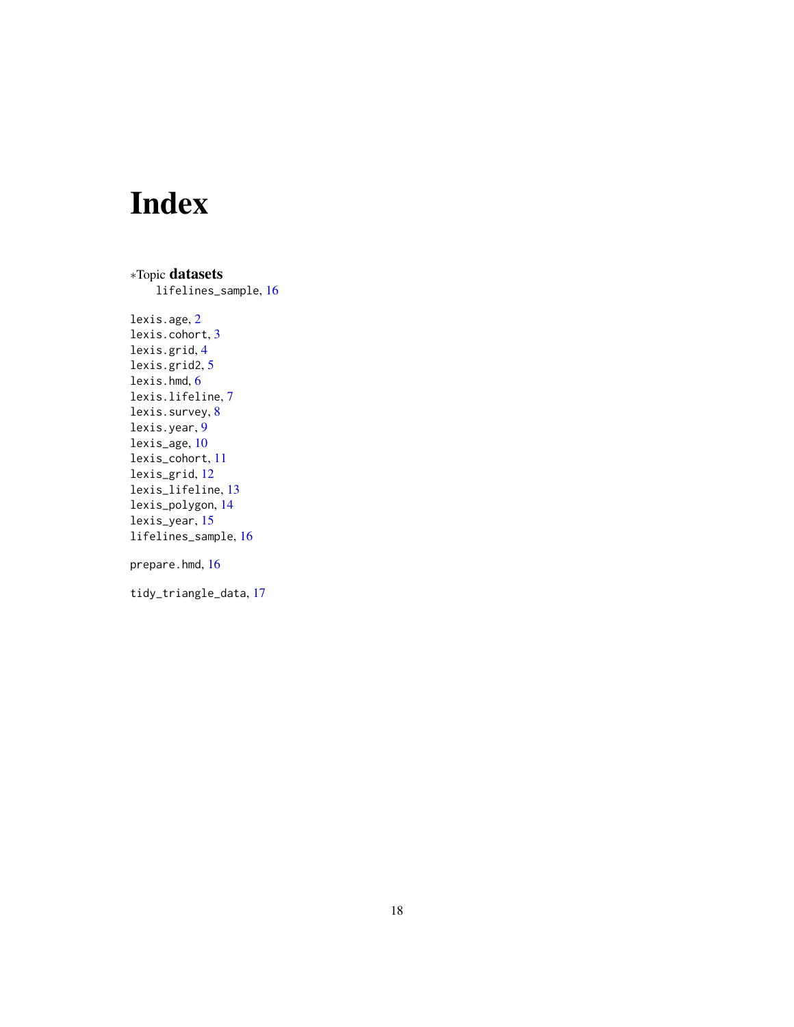# Index

∗Topic **datasets**

    lifelines_sample, 16

lexis.age, 2
lexis.cohort, 3
lexis.grid, 4
lexis.grid2, 5
lexis.hmd, 6
lexis.lifeline, 7
lexis.survey, 8
lexis.year, 9
lexis_age, 10
lexis_cohort, 11
lexis_grid, 12
lexis_lifeline, 13
lexis_polygon, 14
lexis_year, 15
lifelines_sample, 16

prepare.hmd, 16

tidy_triangle_data, 17